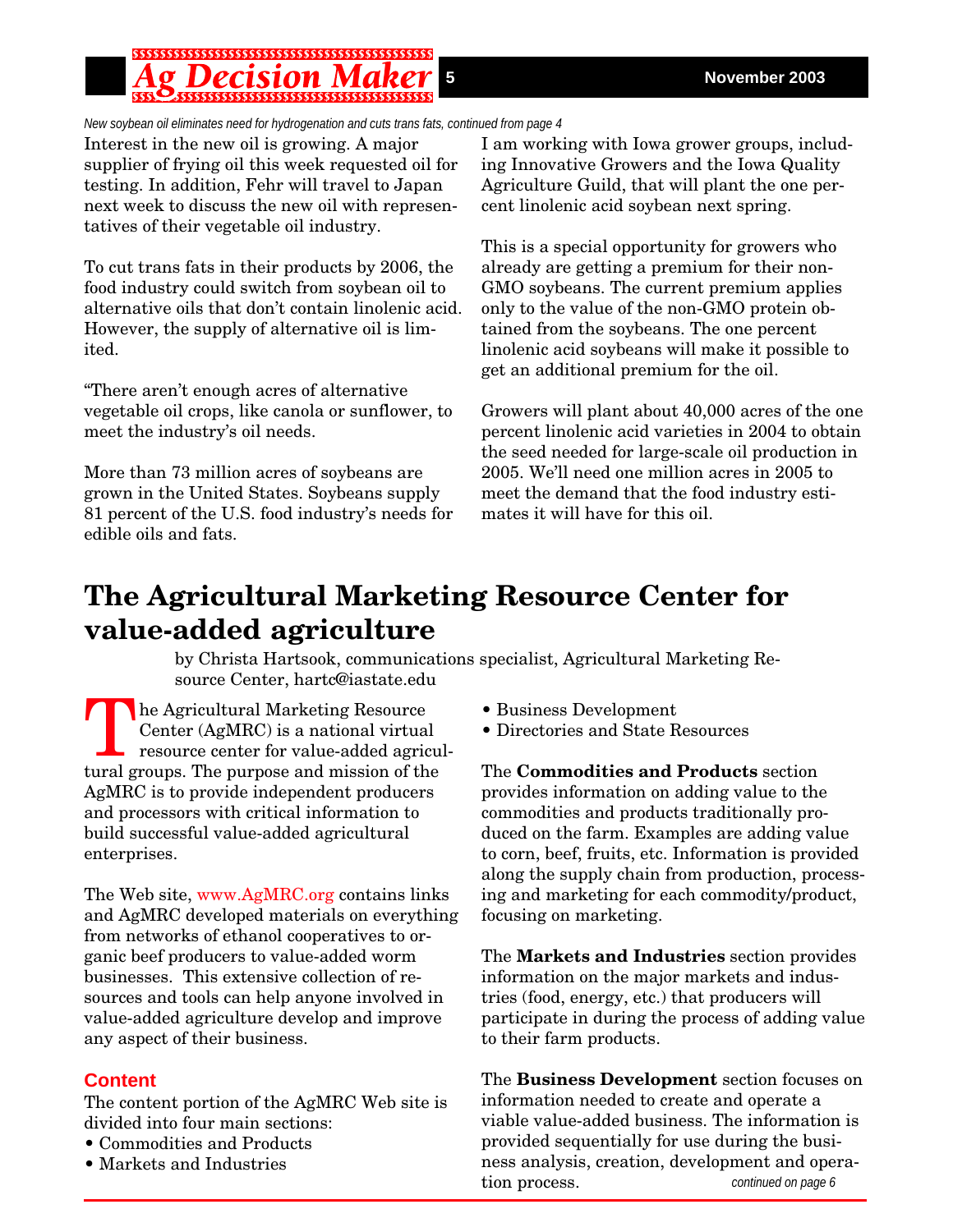*New soybean oil eliminates need for hydrogenation and cuts trans fats, continued from page 4*

Interest in the new oil is growing. A major supplier of frying oil this week requested oil for testing. In addition, Fehr will travel to Japan next week to discuss the new oil with representatives of their vegetable oil industry.

To cut trans fats in their products by 2006, the food industry could switch from soybean oil to alternative oils that don't contain linolenic acid. However, the supply of alternative oil is limited.

"There aren't enough acres of alternative vegetable oil crops, like canola or sunflower, to meet the industry's oil needs.

More than 73 million acres of soybeans are grown in the United States. Soybeans supply 81 percent of the U.S. food industry's needs for edible oils and fats.

I am working with Iowa grower groups, including Innovative Growers and the Iowa Quality Agriculture Guild, that will plant the one percent linolenic acid soybean next spring.

This is a special opportunity for growers who already are getting a premium for their non-GMO soybeans. The current premium applies only to the value of the non-GMO protein obtained from the soybeans. The one percent linolenic acid soybeans will make it possible to get an additional premium for the oil.

Growers will plant about 40,000 acres of the one percent linolenic acid varieties in 2004 to obtain the seed needed for large-scale oil production in 2005. We'll need one million acres in 2005 to meet the demand that the food industry estimates it will have for this oil.

# The Agricultural Marketing Resource Center for value-added agriculture

by Christa Hartsook, communications specialist, Agricultural Marketing Resource Center, hartc@iastate.edu

The Agricultural Marketing Resource Center (AgMRC) is a national virtual resource center for value-added agricultural groups. The purpose and mission of the AgMRC is to provide independent producers and processors with critical information to build successful value-added agricultural enterprises.

The Web site, www.AgMRC.org contains links and AgMRC developed materials on everything from networks of ethanol cooperatives to organic beef producers to value-added worm businesses. This extensive collection of resources and tools can help anyone involved in value-added agriculture develop and improve any aspect of their business.

## Content

The content portion of the AgMRC Web site is divided into four main sections:

- Commodities and Products
- Markets and Industries
- Business Development
- Directories and State Resources

The **Commodities and Products** section provides information on adding value to the commodities and products traditionally produced on the farm. Examples are adding value to corn, beef, fruits, etc. Information is provided along the supply chain from production, processing and marketing for each commodity/product, focusing on marketing.

The **Markets and Industries** section provides information on the major markets and industries (food, energy, etc.) that producers will participate in during the process of adding value to their farm products.

The **Business Development** section focuses on information needed to create and operate a viable value-added business. The information is provided sequentially for use during the business analysis, creation, development and operation process.

*continued on page 6*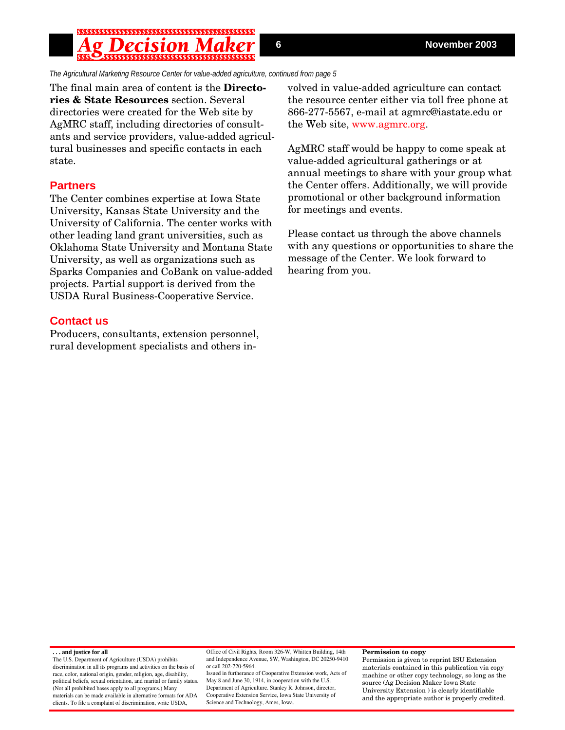*The Agricultural Marketing Resource Center for value-added agriculture, continued from page 5*

The final main area of content is the **Directories & State Resources** section. Several directories were created for the Web site by AgMRC staff, including directories of consultants and service providers, value-added agricultural businesses and specific contacts in each state.

## Partners

The Center combines expertise at Iowa State University, Kansas State University and the University of California. The center works with other leading land grant universities, such as Oklahoma State University and Montana State University, as well as organizations such as Sparks Companies and CoBank on value-added projects. Partial support is derived from the USDA Rural Business-Cooperative Service.

## Contact us

Producers, consultants, extension personnel, rural development specialists and others involved in value-added agriculture can contact the resource center either via toll free phone at 866-277-5567, e-mail at agmrc@iastate.edu or the Web site, www.agmrc.org.

AgMRC staff would be happy to come speak at value-added agricultural gatherings or at annual meetings to share with your group what the Center offers. Additionally, we will provide promotional or other background information for meetings and events.

Please contact us through the above channels with any questions or opportunities to share the message of the Center. We look forward to hearing from you.

**. . . and justice for all**
The U.S. Department of Agriculture (USDA) prohibits discrimination in all its programs and activities on the basis of race, color, national origin, gender, religion, age, disability, political beliefs, sexual orientation, and marital or family status. (Not all prohibited bases apply to all programs.) Many materials can be made available in alternative formats for ADA clients. To file a complaint of discrimination, write USDA, Office of Civil Rights, Room 326-W, Whitten Building, 14th and Independence Avenue, SW, Washington, DC 20250-9410 or call 202-720-5964.
Issued in furtherance of Cooperative Extension work, Acts of May 8 and June 30, 1914, in cooperation with the U.S. Department of Agriculture. Stanley R. Johnson, director, Cooperative Extension Service, Iowa State University of Science and Technology, Ames, Iowa.

**Permission to copy**
Permission is given to reprint ISU Extension materials contained in this publication via copy machine or other copy technology, so long as the source (Ag Decision Maker Iowa State University Extension ) is clearly identifiable and the appropriate author is properly credited.